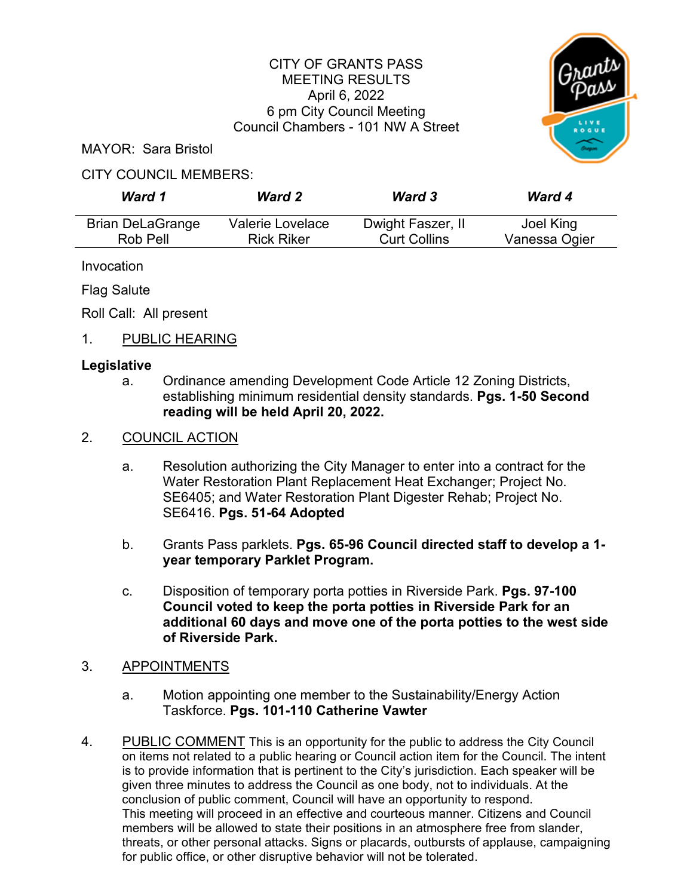CITY OF GRANTS PASS
MEETING RESULTS
April 6, 2022
6 pm City Council Meeting
Council Chambers - 101 NW A Street

MAYOR: Sara Bristol

CITY COUNCIL MEMBERS:

| *Ward 1* | *Ward 2* | *Ward 3* | *Ward 4* |
|---|---|---|---|
| Brian DeLaGrange | Valerie Lovelace | Dwight Faszer, II | Joel King |
| Rob Pell | Rick Riker | Curt Collins | Vanessa Ogier |

Invocation

Flag Salute

Roll Call: All present

1. PUBLIC HEARING

**Legislative**

a. Ordinance amending Development Code Article 12 Zoning Districts, establishing minimum residential density standards. **Pgs. 1-50 Second reading will be held April 20, 2022.**

2. COUNCIL ACTION

a. Resolution authorizing the City Manager to enter into a contract for the Water Restoration Plant Replacement Heat Exchanger; Project No. SE6405; and Water Restoration Plant Digester Rehab; Project No. SE6416. **Pgs. 51-64 Adopted**

b. Grants Pass parklets. **Pgs. 65-96 Council directed staff to develop a 1-year temporary Parklet Program.**

c. Disposition of temporary porta potties in Riverside Park. **Pgs. 97-100 Council voted to keep the porta potties in Riverside Park for an additional 60 days and move one of the porta potties to the west side of Riverside Park.**

3. APPOINTMENTS

a. Motion appointing one member to the Sustainability/Energy Action Taskforce. **Pgs. 101-110 Catherine Vawter**

4. PUBLIC COMMENT This is an opportunity for the public to address the City Council on items not related to a public hearing or Council action item for the Council. The intent is to provide information that is pertinent to the City's jurisdiction. Each speaker will be given three minutes to address the Council as one body, not to individuals. At the conclusion of public comment, Council will have an opportunity to respond.
This meeting will proceed in an effective and courteous manner. Citizens and Council members will be allowed to state their positions in an atmosphere free from slander, threats, or other personal attacks. Signs or placards, outbursts of applause, campaigning for public office, or other disruptive behavior will not be tolerated.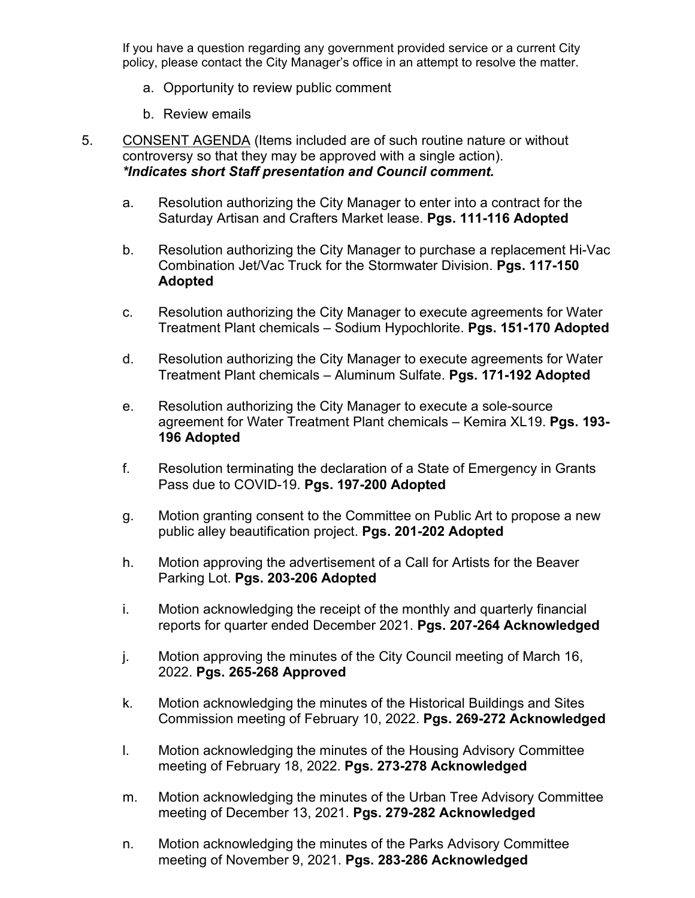If you have a question regarding any government provided service or a current City policy, please contact the City Manager's office in an attempt to resolve the matter.

a. Opportunity to review public comment

b. Review emails

5. CONSENT AGENDA (Items included are of such routine nature or without controversy so that they may be approved with a single action).
***Indicates short Staff presentation and Council comment.***

a. Resolution authorizing the City Manager to enter into a contract for the Saturday Artisan and Crafters Market lease. **Pgs. 111-116 Adopted**

b. Resolution authorizing the City Manager to purchase a replacement Hi-Vac Combination Jet/Vac Truck for the Stormwater Division. **Pgs. 117-150 Adopted**

c. Resolution authorizing the City Manager to execute agreements for Water Treatment Plant chemicals – Sodium Hypochlorite. **Pgs. 151-170 Adopted**

d. Resolution authorizing the City Manager to execute agreements for Water Treatment Plant chemicals – Aluminum Sulfate. **Pgs. 171-192 Adopted**

e. Resolution authorizing the City Manager to execute a sole-source agreement for Water Treatment Plant chemicals – Kemira XL19. **Pgs. 193-196 Adopted**

f. Resolution terminating the declaration of a State of Emergency in Grants Pass due to COVID-19. **Pgs. 197-200 Adopted**

g. Motion granting consent to the Committee on Public Art to propose a new public alley beautification project. **Pgs. 201-202 Adopted**

h. Motion approving the advertisement of a Call for Artists for the Beaver Parking Lot. **Pgs. 203-206 Adopted**

i. Motion acknowledging the receipt of the monthly and quarterly financial reports for quarter ended December 2021. **Pgs. 207-264 Acknowledged**

j. Motion approving the minutes of the City Council meeting of March 16, 2022. **Pgs. 265-268 Approved**

k. Motion acknowledging the minutes of the Historical Buildings and Sites Commission meeting of February 10, 2022. **Pgs. 269-272 Acknowledged**

l. Motion acknowledging the minutes of the Housing Advisory Committee meeting of February 18, 2022. **Pgs. 273-278 Acknowledged**

m. Motion acknowledging the minutes of the Urban Tree Advisory Committee meeting of December 13, 2021. **Pgs. 279-282 Acknowledged**

n. Motion acknowledging the minutes of the Parks Advisory Committee meeting of November 9, 2021. **Pgs. 283-286 Acknowledged**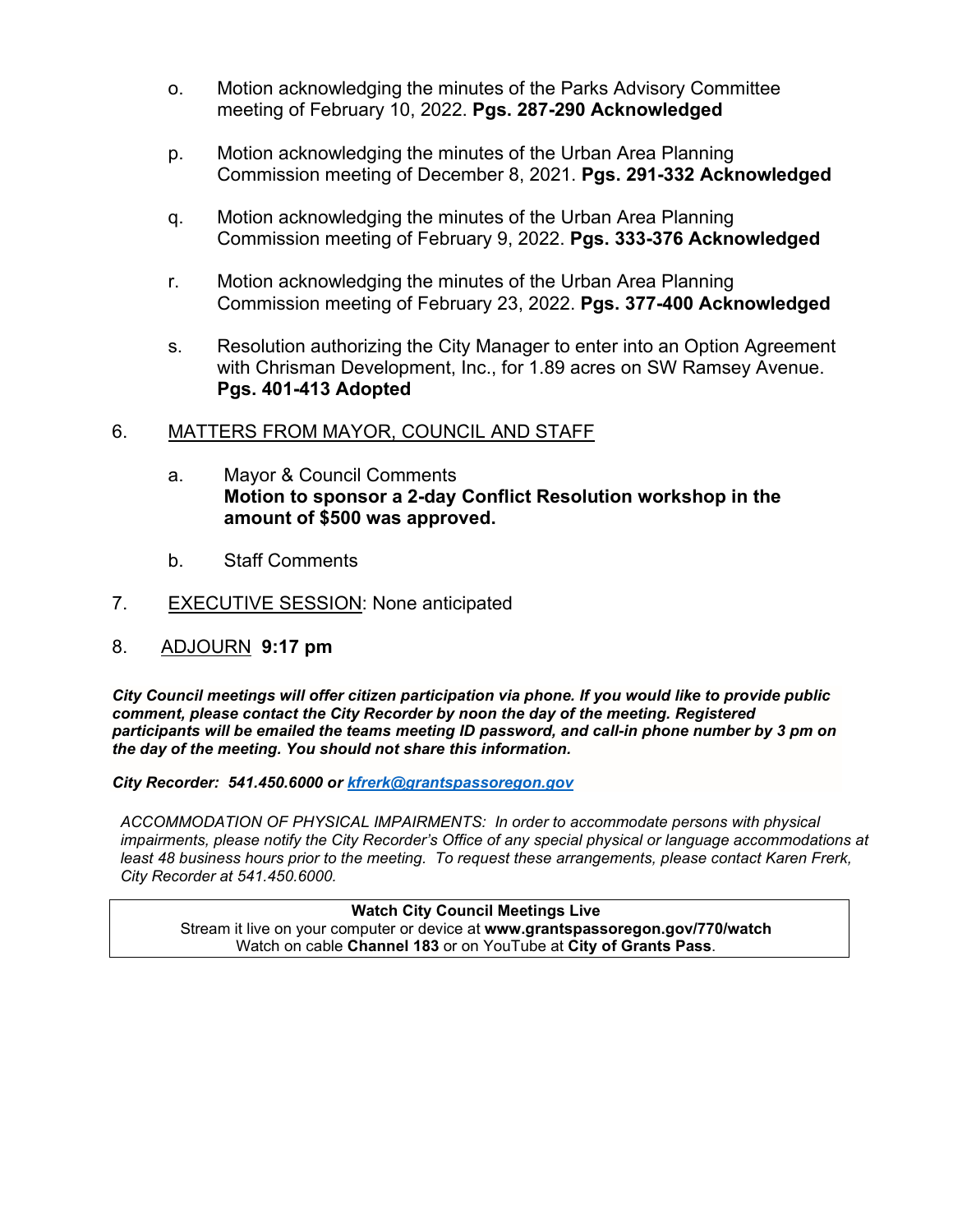o. Motion acknowledging the minutes of the Parks Advisory Committee meeting of February 10, 2022. **Pgs. 287-290 Acknowledged**

p. Motion acknowledging the minutes of the Urban Area Planning Commission meeting of December 8, 2021. **Pgs. 291-332 Acknowledged**

q. Motion acknowledging the minutes of the Urban Area Planning Commission meeting of February 9, 2022. **Pgs. 333-376 Acknowledged**

r. Motion acknowledging the minutes of the Urban Area Planning Commission meeting of February 23, 2022. **Pgs. 377-400 Acknowledged**

s. Resolution authorizing the City Manager to enter into an Option Agreement with Chrisman Development, Inc., for 1.89 acres on SW Ramsey Avenue. **Pgs. 401-413 Adopted**

6. <u>MATTERS FROM MAYOR, COUNCIL AND STAFF</u>

   a. Mayor & Council Comments
   **Motion to sponsor a 2-day Conflict Resolution workshop in the amount of $500 was approved.**

   b. Staff Comments

7. <u>EXECUTIVE SESSION</u>: None anticipated

8. <u>ADJOURN</u> **9:17 pm**

***City Council meetings will offer citizen participation via phone. If you would like to provide public comment, please contact the City Recorder by noon the day of the meeting. Registered participants will be emailed the teams meeting ID password, and call-in phone number by 3 pm on the day of the meeting. You should not share this information.***

***City Recorder: 541.450.6000 or [kfrerk@grantspassoregon.gov](mailto:kfrerk@grantspassoregon.gov)***

*ACCOMMODATION OF PHYSICAL IMPAIRMENTS: In order to accommodate persons with physical impairments, please notify the City Recorder's Office of any special physical or language accommodations at least 48 business hours prior to the meeting. To request these arrangements, please contact Karen Frerk, City Recorder at 541.450.6000.*

**Watch City Council Meetings Live**
Stream it live on your computer or device at **www.grantspassoregon.gov/770/watch**
Watch on cable **Channel 183** or on YouTube at **City of Grants Pass**.